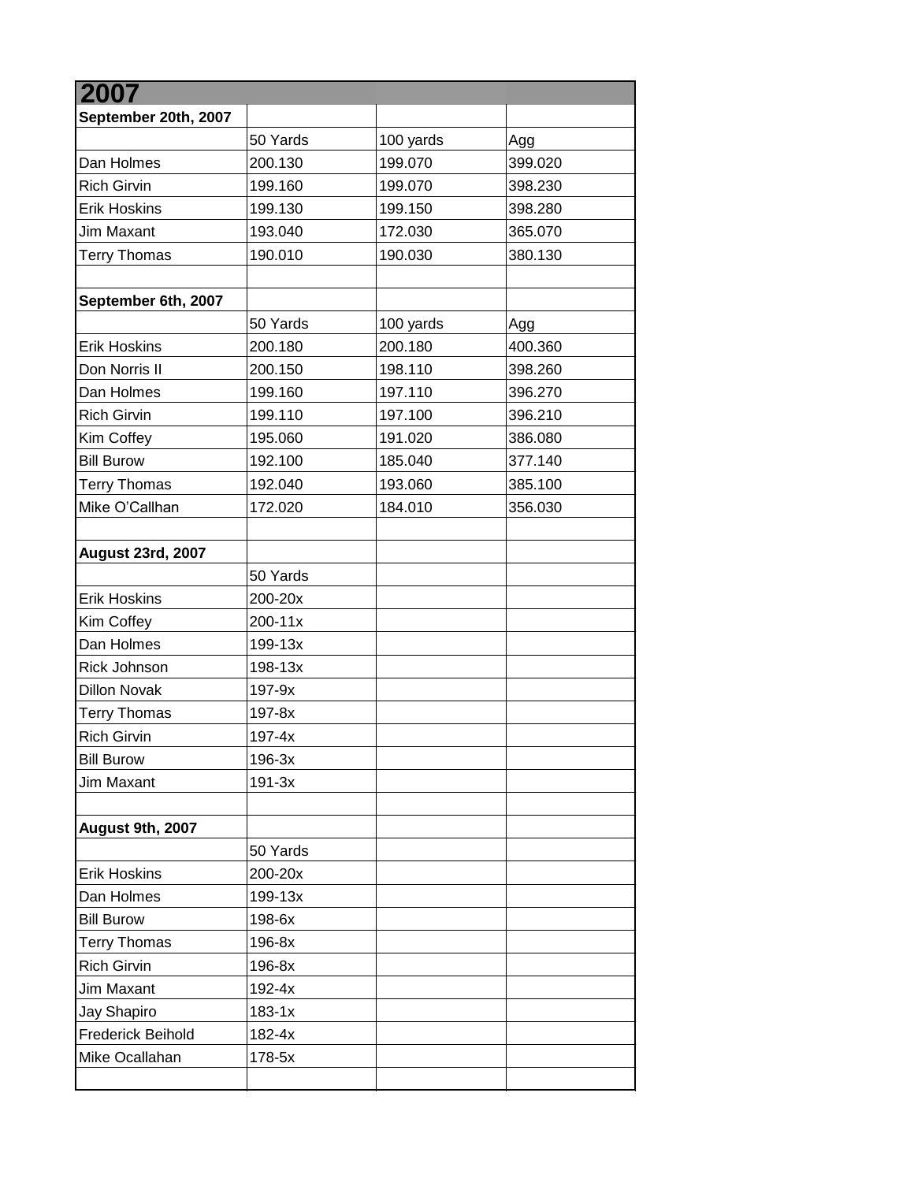# 2007

| September 20th, 2007 | | | |
|---|---|---|---|
| | 50 Yards | 100 yards | Agg |
| Dan Holmes | 200.130 | 199.070 | 399.020 |
| Rich Girvin | 199.160 | 199.070 | 398.230 |
| Erik Hoskins | 199.130 | 199.150 | 398.280 |
| Jim Maxant | 193.040 | 172.030 | 365.070 |
| Terry Thomas | 190.010 | 190.030 | 380.130 |
| | | | |
| **September 6th, 2007** | | | |
| | 50 Yards | 100 yards | Agg |
| Erik Hoskins | 200.180 | 200.180 | 400.360 |
| Don Norris II | 200.150 | 198.110 | 398.260 |
| Dan Holmes | 199.160 | 197.110 | 396.270 |
| Rich Girvin | 199.110 | 197.100 | 396.210 |
| Kim Coffey | 195.060 | 191.020 | 386.080 |
| Bill Burow | 192.100 | 185.040 | 377.140 |
| Terry Thomas | 192.040 | 193.060 | 385.100 |
| Mike O'Callhan | 172.020 | 184.010 | 356.030 |
| | | | |
| **August 23rd, 2007** | | | |
| | 50 Yards | | |
| Erik Hoskins | 200-20x | | |
| Kim Coffey | 200-11x | | |
| Dan Holmes | 199-13x | | |
| Rick Johnson | 198-13x | | |
| Dillon Novak | 197-9x | | |
| Terry Thomas | 197-8x | | |
| Rich Girvin | 197-4x | | |
| Bill Burow | 196-3x | | |
| Jim Maxant | 191-3x | | |
| | | | |
| **August 9th, 2007** | | | |
| | 50 Yards | | |
| Erik Hoskins | 200-20x | | |
| Dan Holmes | 199-13x | | |
| Bill Burow | 198-6x | | |
| Terry Thomas | 196-8x | | |
| Rich Girvin | 196-8x | | |
| Jim Maxant | 192-4x | | |
| Jay Shapiro | 183-1x | | |
| Frederick Beihold | 182-4x | | |
| Mike Ocallahan | 178-5x | | |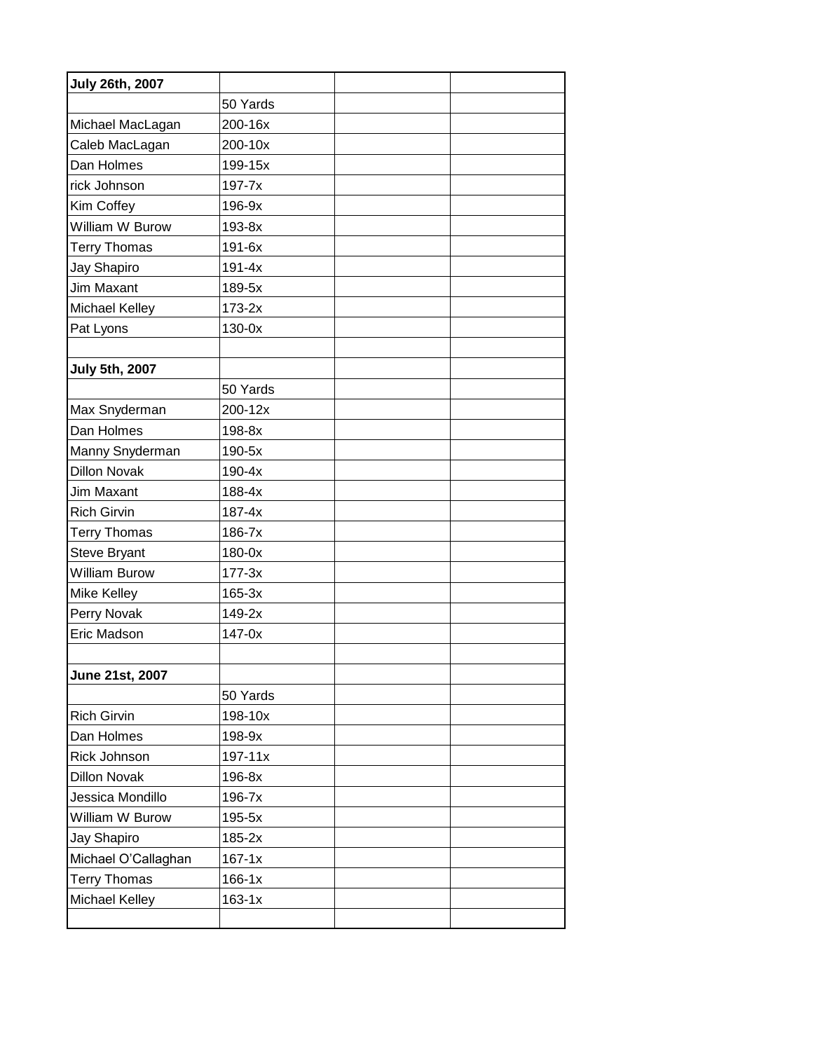| July 26th, 2007 | | | |
|---|---|---|---|
| | 50 Yards | | |
| Michael MacLagan | 200-16x | | |
| Caleb MacLagan | 200-10x | | |
| Dan Holmes | 199-15x | | |
| rick Johnson | 197-7x | | |
| Kim Coffey | 196-9x | | |
| William W Burow | 193-8x | | |
| Terry Thomas | 191-6x | | |
| Jay Shapiro | 191-4x | | |
| Jim Maxant | 189-5x | | |
| Michael Kelley | 173-2x | | |
| Pat Lyons | 130-0x | | |
| | | | |
| **July 5th, 2007** | | | |
| | 50 Yards | | |
| Max Snyderman | 200-12x | | |
| Dan Holmes | 198-8x | | |
| Manny Snyderman | 190-5x | | |
| Dillon Novak | 190-4x | | |
| Jim Maxant | 188-4x | | |
| Rich Girvin | 187-4x | | |
| Terry Thomas | 186-7x | | |
| Steve Bryant | 180-0x | | |
| William Burow | 177-3x | | |
| Mike Kelley | 165-3x | | |
| Perry Novak | 149-2x | | |
| Eric Madson | 147-0x | | |
| | | | |
| **June 21st, 2007** | | | |
| | 50 Yards | | |
| Rich Girvin | 198-10x | | |
| Dan Holmes | 198-9x | | |
| Rick Johnson | 197-11x | | |
| Dillon Novak | 196-8x | | |
| Jessica Mondillo | 196-7x | | |
| William W Burow | 195-5x | | |
| Jay Shapiro | 185-2x | | |
| Michael O'Callaghan | 167-1x | | |
| Terry Thomas | 166-1x | | |
| Michael Kelley | 163-1x | | |
| | | | |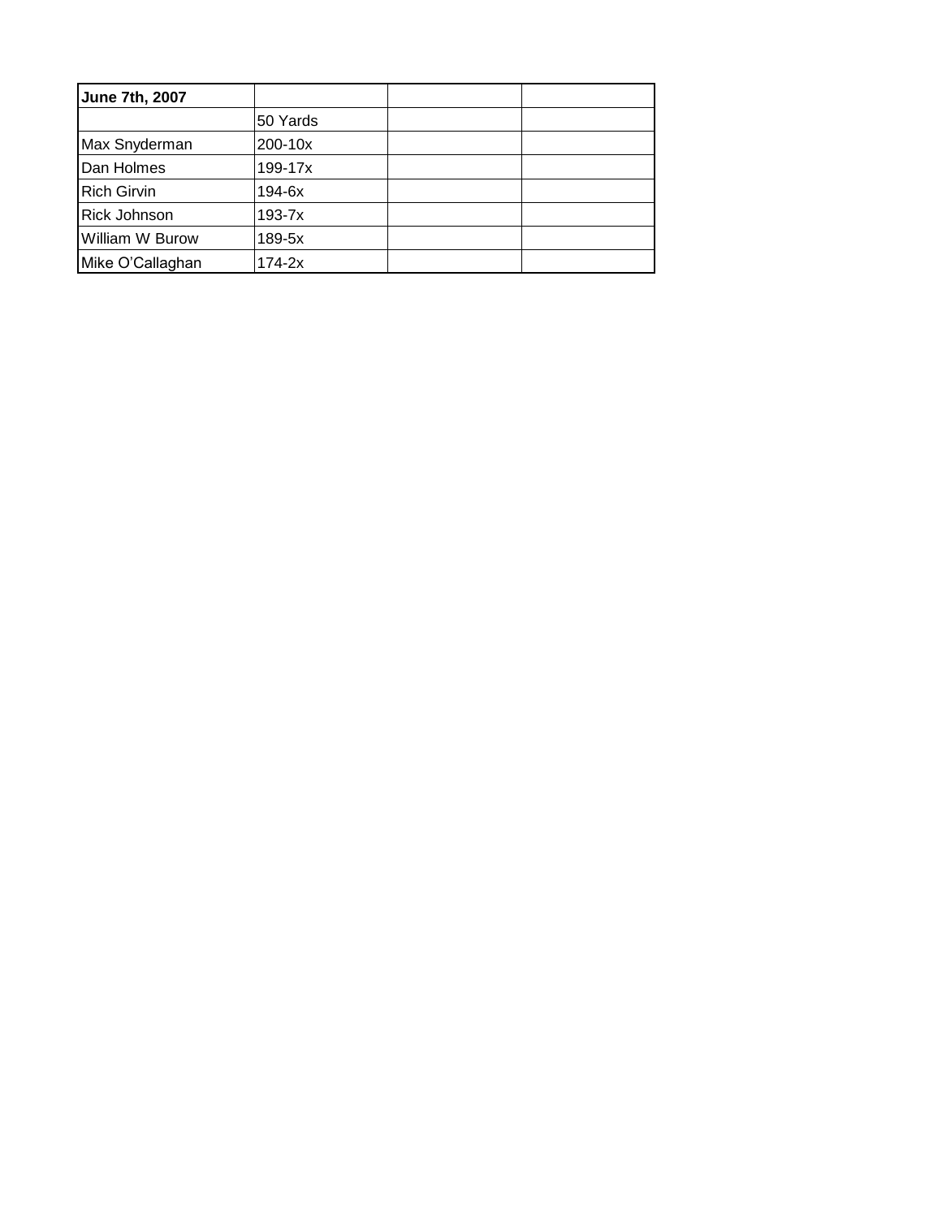| June 7th, 2007 | | | |
|---|---|---|---|
| | 50 Yards | | |
| Max Snyderman | 200-10x | | |
| Dan Holmes | 199-17x | | |
| Rich Girvin | 194-6x | | |
| Rick Johnson | 193-7x | | |
| William W Burow | 189-5x | | |
| Mike O’Callaghan | 174-2x | | |